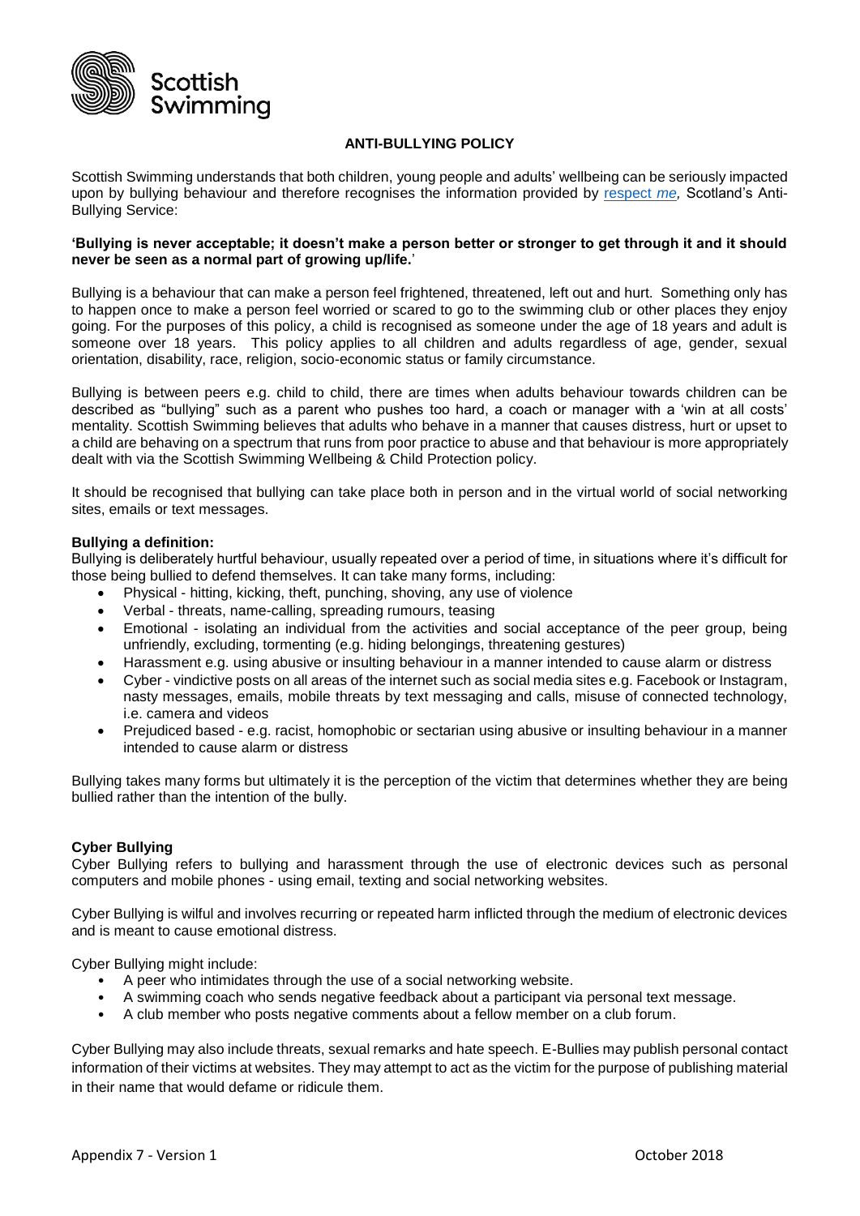Scottish Swimming

# ANTI-BULLYING POLICY

Scottish Swimming understands that both children, young people and adults' wellbeing can be seriously impacted upon by bullying behaviour and therefore recognises the information provided by [respect *me*](), Scotland's Anti-Bullying Service:

**'Bullying is never acceptable; it doesn't make a person better or stronger to get through it and it should never be seen as a normal part of growing up/life.'**

Bullying is a behaviour that can make a person feel frightened, threatened, left out and hurt. Something only has to happen once to make a person feel worried or scared to go to the swimming club or other places they enjoy going. For the purposes of this policy, a child is recognised as someone under the age of 18 years and adult is someone over 18 years. This policy applies to all children and adults regardless of age, gender, sexual orientation, disability, race, religion, socio-economic status or family circumstance.

Bullying is between peers e.g. child to child, there are times when adults behaviour towards children can be described as "bullying" such as a parent who pushes too hard, a coach or manager with a 'win at all costs' mentality. Scottish Swimming believes that adults who behave in a manner that causes distress, hurt or upset to a child are behaving on a spectrum that runs from poor practice to abuse and that behaviour is more appropriately dealt with via the Scottish Swimming Wellbeing & Child Protection policy.

It should be recognised that bullying can take place both in person and in the virtual world of social networking sites, emails or text messages.

**Bullying a definition:**

Bullying is deliberately hurtful behaviour, usually repeated over a period of time, in situations where it's difficult for those being bullied to defend themselves. It can take many forms, including:

- Physical - hitting, kicking, theft, punching, shoving, any use of violence
- Verbal - threats, name-calling, spreading rumours, teasing
- Emotional - isolating an individual from the activities and social acceptance of the peer group, being unfriendly, excluding, tormenting (e.g. hiding belongings, threatening gestures)
- Harassment e.g. using abusive or insulting behaviour in a manner intended to cause alarm or distress
- Cyber - vindictive posts on all areas of the internet such as social media sites e.g. Facebook or Instagram, nasty messages, emails, mobile threats by text messaging and calls, misuse of connected technology, i.e. camera and videos
- Prejudiced based - e.g. racist, homophobic or sectarian using abusive or insulting behaviour in a manner intended to cause alarm or distress

Bullying takes many forms but ultimately it is the perception of the victim that determines whether they are being bullied rather than the intention of the bully.

**Cyber Bullying**

Cyber Bullying refers to bullying and harassment through the use of electronic devices such as personal computers and mobile phones - using email, texting and social networking websites.

Cyber Bullying is wilful and involves recurring or repeated harm inflicted through the medium of electronic devices and is meant to cause emotional distress.

Cyber Bullying might include:

- A peer who intimidates through the use of a social networking website.
- A swimming coach who sends negative feedback about a participant via personal text message.
- A club member who posts negative comments about a fellow member on a club forum.

Cyber Bullying may also include threats, sexual remarks and hate speech. E-Bullies may publish personal contact information of their victims at websites. They may attempt to act as the victim for the purpose of publishing material in their name that would defame or ridicule them.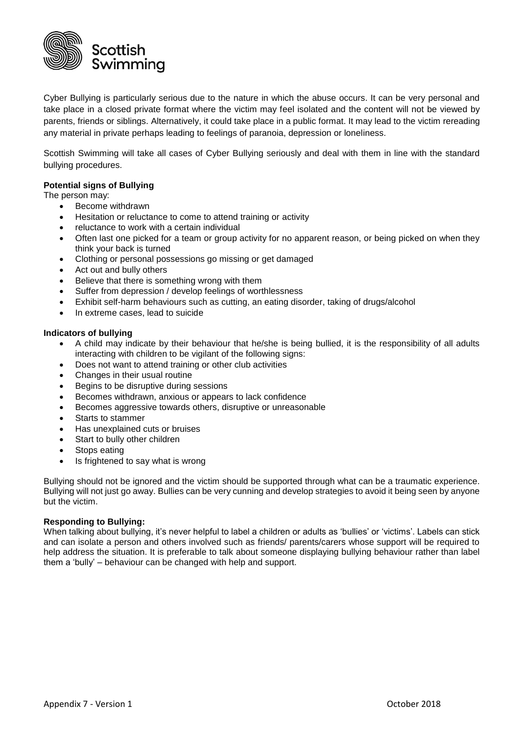Cyber Bullying is particularly serious due to the nature in which the abuse occurs. It can be very personal and take place in a closed private format where the victim may feel isolated and the content will not be viewed by parents, friends or siblings. Alternatively, it could take place in a public format. It may lead to the victim rereading any material in private perhaps leading to feelings of paranoia, depression or loneliness.

Scottish Swimming will take all cases of Cyber Bullying seriously and deal with them in line with the standard bullying procedures.

**Potential signs of Bullying**

The person may:

- Become withdrawn
- Hesitation or reluctance to come to attend training or activity
- reluctance to work with a certain individual
- Often last one picked for a team or group activity for no apparent reason, or being picked on when they think your back is turned
- Clothing or personal possessions go missing or get damaged
- Act out and bully others
- Believe that there is something wrong with them
- Suffer from depression / develop feelings of worthlessness
- Exhibit self-harm behaviours such as cutting, an eating disorder, taking of drugs/alcohol
- In extreme cases, lead to suicide

**Indicators of bullying**

- A child may indicate by their behaviour that he/she is being bullied, it is the responsibility of all adults interacting with children to be vigilant of the following signs:
- Does not want to attend training or other club activities
- Changes in their usual routine
- Begins to be disruptive during sessions
- Becomes withdrawn, anxious or appears to lack confidence
- Becomes aggressive towards others, disruptive or unreasonable
- Starts to stammer
- Has unexplained cuts or bruises
- Start to bully other children
- Stops eating
- Is frightened to say what is wrong

Bullying should not be ignored and the victim should be supported through what can be a traumatic experience. Bullying will not just go away. Bullies can be very cunning and develop strategies to avoid it being seen by anyone but the victim.

**Responding to Bullying:**

When talking about bullying, it's never helpful to label a children or adults as 'bullies' or 'victims'. Labels can stick and can isolate a person and others involved such as friends/ parents/carers whose support will be required to help address the situation. It is preferable to talk about someone displaying bullying behaviour rather than label them a 'bully' – behaviour can be changed with help and support.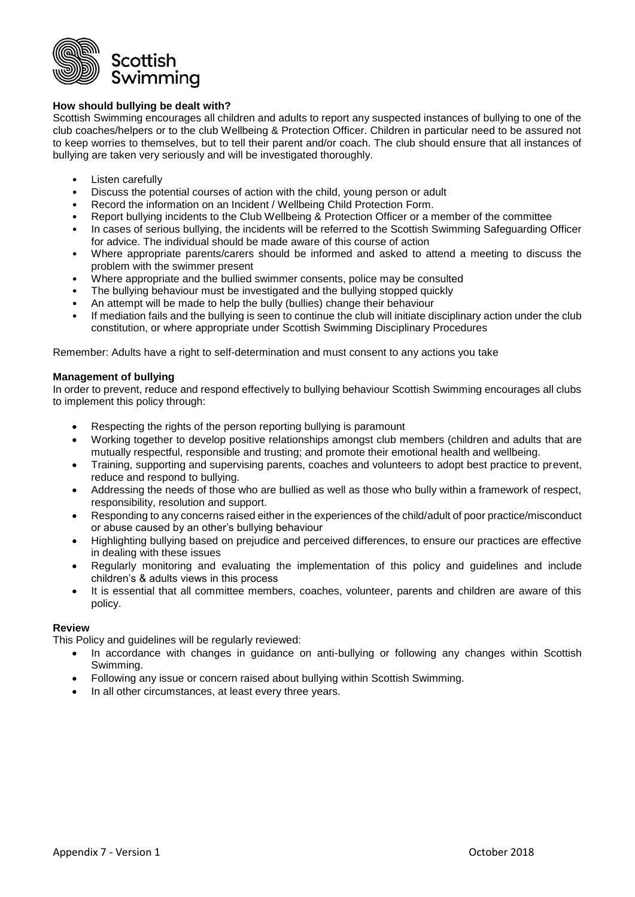### How should bullying be dealt with?

Scottish Swimming encourages all children and adults to report any suspected instances of bullying to one of the club coaches/helpers or to the club Wellbeing & Protection Officer. Children in particular need to be assured not to keep worries to themselves, but to tell their parent and/or coach. The club should ensure that all instances of bullying are taken very seriously and will be investigated thoroughly.

- Listen carefully
- Discuss the potential courses of action with the child, young person or adult
- Record the information on an Incident / Wellbeing Child Protection Form.
- Report bullying incidents to the Club Wellbeing & Protection Officer or a member of the committee
- In cases of serious bullying, the incidents will be referred to the Scottish Swimming Safeguarding Officer for advice. The individual should be made aware of this course of action
- Where appropriate parents/carers should be informed and asked to attend a meeting to discuss the problem with the swimmer present
- Where appropriate and the bullied swimmer consents, police may be consulted
- The bullying behaviour must be investigated and the bullying stopped quickly
- An attempt will be made to help the bully (bullies) change their behaviour
- If mediation fails and the bullying is seen to continue the club will initiate disciplinary action under the club constitution, or where appropriate under Scottish Swimming Disciplinary Procedures

Remember: Adults have a right to self-determination and must consent to any actions you take

### Management of bullying

In order to prevent, reduce and respond effectively to bullying behaviour Scottish Swimming encourages all clubs to implement this policy through:

- Respecting the rights of the person reporting bullying is paramount
- Working together to develop positive relationships amongst club members (children and adults that are mutually respectful, responsible and trusting; and promote their emotional health and wellbeing.
- Training, supporting and supervising parents, coaches and volunteers to adopt best practice to prevent, reduce and respond to bullying.
- Addressing the needs of those who are bullied as well as those who bully within a framework of respect, responsibility, resolution and support.
- Responding to any concerns raised either in the experiences of the child/adult of poor practice/misconduct or abuse caused by an other's bullying behaviour
- Highlighting bullying based on prejudice and perceived differences, to ensure our practices are effective in dealing with these issues
- Regularly monitoring and evaluating the implementation of this policy and guidelines and include children's & adults views in this process
- It is essential that all committee members, coaches, volunteer, parents and children are aware of this policy.

### Review

This Policy and guidelines will be regularly reviewed:

- In accordance with changes in guidance on anti-bullying or following any changes within Scottish Swimming.
- Following any issue or concern raised about bullying within Scottish Swimming.
- In all other circumstances, at least every three years.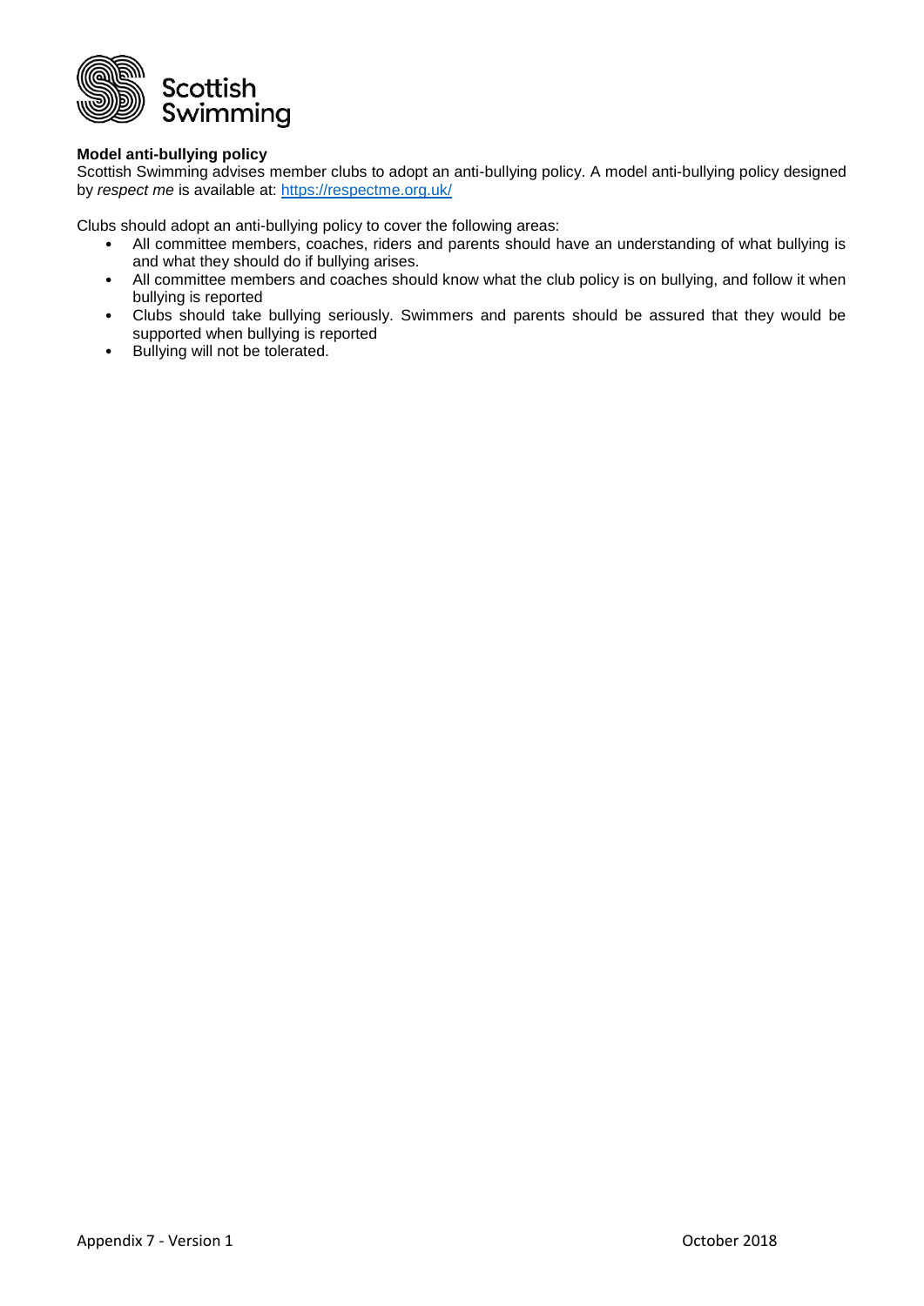**Model anti-bullying policy**

Scottish Swimming advises member clubs to adopt an anti-bullying policy. A model anti-bullying policy designed by *respect me* is available at: [https://respectme.org.uk/](https://respectme.org.uk/)

Clubs should adopt an anti-bullying policy to cover the following areas:

- All committee members, coaches, riders and parents should have an understanding of what bullying is and what they should do if bullying arises.
- All committee members and coaches should know what the club policy is on bullying, and follow it when bullying is reported
- Clubs should take bullying seriously. Swimmers and parents should be assured that they would be supported when bullying is reported
- Bullying will not be tolerated.